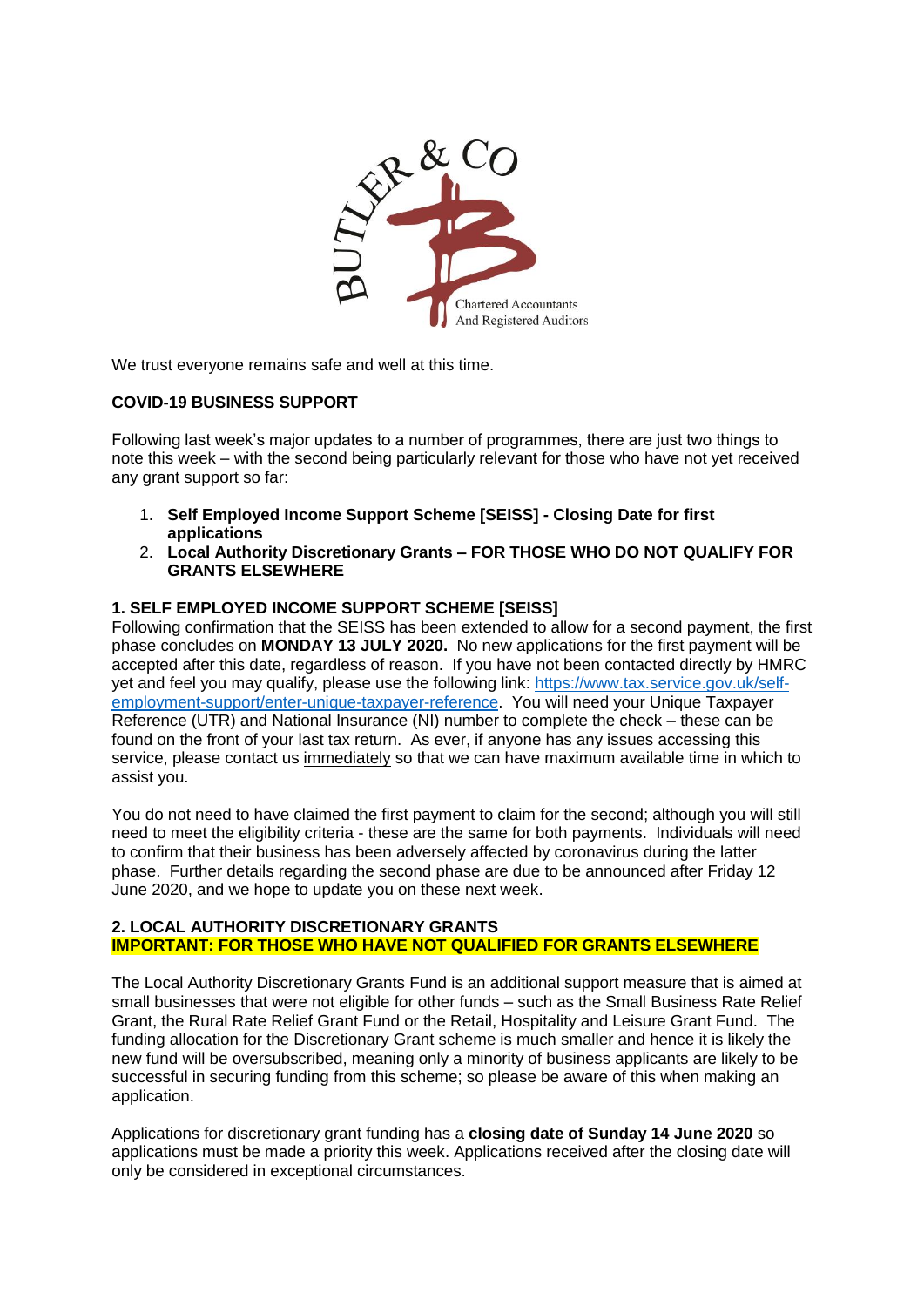BUTLER & CO

Chartered Accountants
And Registered Auditors

We trust everyone remains safe and well at this time.

**COVID-19 BUSINESS SUPPORT**

Following last week's major updates to a number of programmes, there are just two things to note this week – with the second being particularly relevant for those who have not yet received any grant support so far:

1. **Self Employed Income Support Scheme [SEISS] - Closing Date for first applications**
2. **Local Authority Discretionary Grants – FOR THOSE WHO DO NOT QUALIFY FOR GRANTS ELSEWHERE**

**1. SELF EMPLOYED INCOME SUPPORT SCHEME [SEISS]**

Following confirmation that the SEISS has been extended to allow for a second payment, the first phase concludes on **MONDAY 13 JULY 2020.** No new applications for the first payment will be accepted after this date, regardless of reason. If you have not been contacted directly by HMRC yet and feel you may qualify, please use the following link: https://www.tax.service.gov.uk/self-employment-support/enter-unique-taxpayer-reference. You will need your Unique Taxpayer Reference (UTR) and National Insurance (NI) number to complete the check – these can be found on the front of your last tax return. As ever, if anyone has any issues accessing this service, please contact us immediately so that we can have maximum available time in which to assist you.

You do not need to have claimed the first payment to claim for the second; although you will still need to meet the eligibility criteria - these are the same for both payments. Individuals will need to confirm that their business has been adversely affected by coronavirus during the latter phase. Further details regarding the second phase are due to be announced after Friday 12 June 2020, and we hope to update you on these next week.

**2. LOCAL AUTHORITY DISCRETIONARY GRANTS**
**IMPORTANT: FOR THOSE WHO HAVE NOT QUALIFIED FOR GRANTS ELSEWHERE**

The Local Authority Discretionary Grants Fund is an additional support measure that is aimed at small businesses that were not eligible for other funds – such as the Small Business Rate Relief Grant, the Rural Rate Relief Grant Fund or the Retail, Hospitality and Leisure Grant Fund. The funding allocation for the Discretionary Grant scheme is much smaller and hence it is likely the new fund will be oversubscribed, meaning only a minority of business applicants are likely to be successful in securing funding from this scheme; so please be aware of this when making an application.

Applications for discretionary grant funding has a **closing date of Sunday 14 June 2020** so applications must be made a priority this week. Applications received after the closing date will only be considered in exceptional circumstances.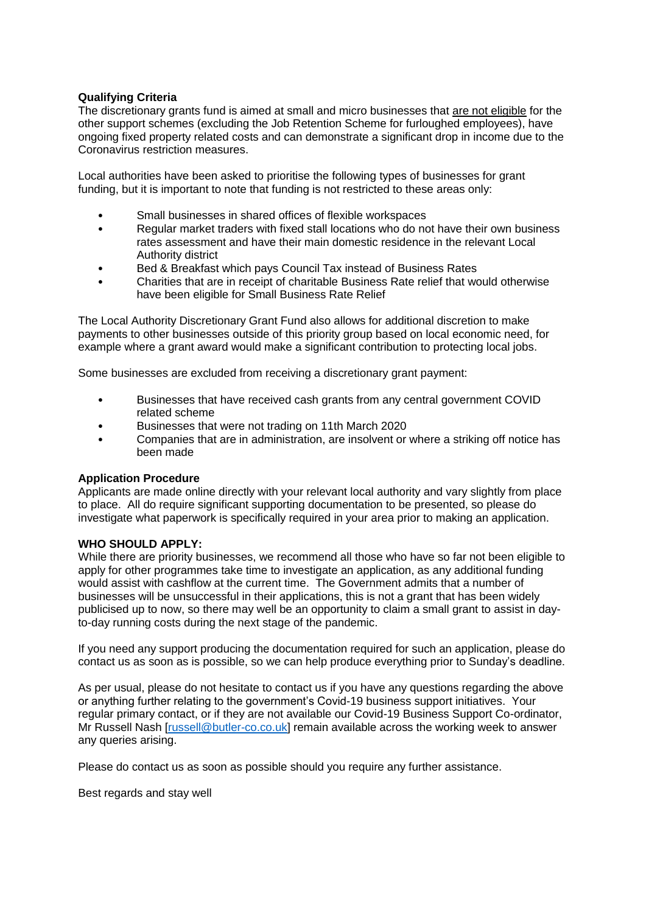**Qualifying Criteria**

The discretionary grants fund is aimed at small and micro businesses that <u>are not eligible</u> for the other support schemes (excluding the Job Retention Scheme for furloughed employees), have ongoing fixed property related costs and can demonstrate a significant drop in income due to the Coronavirus restriction measures.

Local authorities have been asked to prioritise the following types of businesses for grant funding, but it is important to note that funding is not restricted to these areas only:

- Small businesses in shared offices of flexible workspaces
- Regular market traders with fixed stall locations who do not have their own business rates assessment and have their main domestic residence in the relevant Local Authority district
- Bed & Breakfast which pays Council Tax instead of Business Rates
- Charities that are in receipt of charitable Business Rate relief that would otherwise have been eligible for Small Business Rate Relief

The Local Authority Discretionary Grant Fund also allows for additional discretion to make payments to other businesses outside of this priority group based on local economic need, for example where a grant award would make a significant contribution to protecting local jobs.

Some businesses are excluded from receiving a discretionary grant payment:

- Businesses that have received cash grants from any central government COVID related scheme
- Businesses that were not trading on 11th March 2020
- Companies that are in administration, are insolvent or where a striking off notice has been made

**Application Procedure**

Applicants are made online directly with your relevant local authority and vary slightly from place to place. All do require significant supporting documentation to be presented, so please do investigate what paperwork is specifically required in your area prior to making an application.

**WHO SHOULD APPLY:**

While there are priority businesses, we recommend all those who have so far not been eligible to apply for other programmes take time to investigate an application, as any additional funding would assist with cashflow at the current time. The Government admits that a number of businesses will be unsuccessful in their applications, this is not a grant that has been widely publicised up to now, so there may well be an opportunity to claim a small grant to assist in day-to-day running costs during the next stage of the pandemic.

If you need any support producing the documentation required for such an application, please do contact us as soon as is possible, so we can help produce everything prior to Sunday's deadline.

As per usual, please do not hesitate to contact us if you have any questions regarding the above or anything further relating to the government's Covid-19 business support initiatives. Your regular primary contact, or if they are not available our Covid-19 Business Support Co-ordinator, Mr Russell Nash [russell@butler-co.co.uk] remain available across the working week to answer any queries arising.

Please do contact us as soon as possible should you require any further assistance.

Best regards and stay well